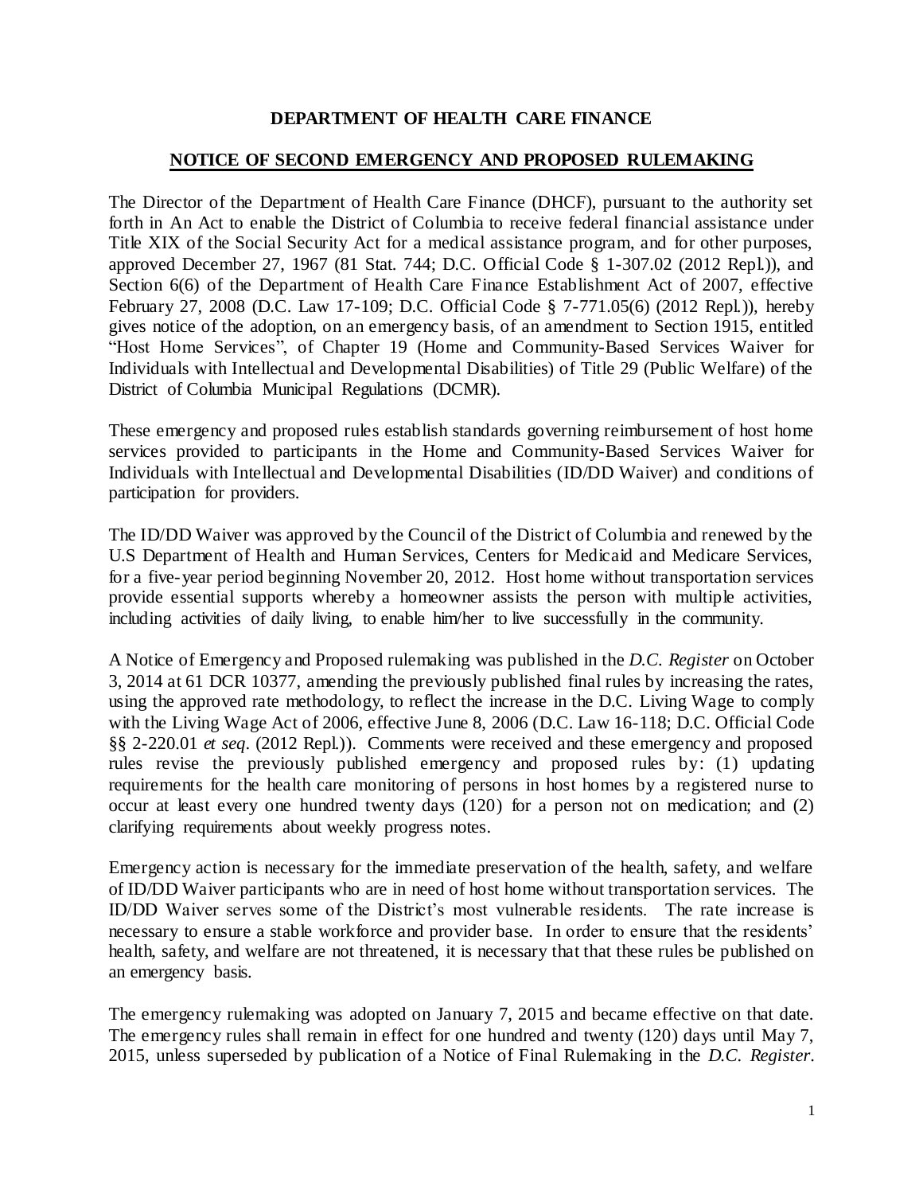**DEPARTMENT OF HEALTH CARE FINANCE**

**NOTICE OF SECOND EMERGENCY AND PROPOSED RULEMAKING**

The Director of the Department of Health Care Finance (DHCF), pursuant to the authority set forth in An Act to enable the District of Columbia to receive federal financial assistance under Title XIX of the Social Security Act for a medical assistance program, and for other purposes, approved December 27, 1967 (81 Stat. 744; D.C. Official Code § 1-307.02 (2012 Repl.)), and Section 6(6) of the Department of Health Care Finance Establishment Act of 2007, effective February 27, 2008 (D.C. Law 17-109; D.C. Official Code § 7-771.05(6) (2012 Repl.)), hereby gives notice of the adoption, on an emergency basis, of an amendment to Section 1915, entitled "Host Home Services", of Chapter 19 (Home and Community-Based Services Waiver for Individuals with Intellectual and Developmental Disabilities) of Title 29 (Public Welfare) of the District of Columbia Municipal Regulations (DCMR).

These emergency and proposed rules establish standards governing reimbursement of host home services provided to participants in the Home and Community-Based Services Waiver for Individuals with Intellectual and Developmental Disabilities (ID/DD Waiver) and conditions of participation for providers.

The ID/DD Waiver was approved by the Council of the District of Columbia and renewed by the U.S Department of Health and Human Services, Centers for Medicaid and Medicare Services, for a five-year period beginning November 20, 2012. Host home without transportation services provide essential supports whereby a homeowner assists the person with multiple activities, including activities of daily living, to enable him/her to live successfully in the community.

A Notice of Emergency and Proposed rulemaking was published in the *D.C. Register* on October 3, 2014 at 61 DCR 10377, amending the previously published final rules by increasing the rates, using the approved rate methodology, to reflect the increase in the D.C. Living Wage to comply with the Living Wage Act of 2006, effective June 8, 2006 (D.C. Law 16-118; D.C. Official Code §§ 2-220.01 *et seq*. (2012 Repl.)). Comments were received and these emergency and proposed rules revise the previously published emergency and proposed rules by: (1) updating requirements for the health care monitoring of persons in host homes by a registered nurse to occur at least every one hundred twenty days (120) for a person not on medication; and (2) clarifying requirements about weekly progress notes.

Emergency action is necessary for the immediate preservation of the health, safety, and welfare of ID/DD Waiver participants who are in need of host home without transportation services. The ID/DD Waiver serves some of the District's most vulnerable residents. The rate increase is necessary to ensure a stable workforce and provider base. In order to ensure that the residents' health, safety, and welfare are not threatened, it is necessary that that these rules be published on an emergency basis.

The emergency rulemaking was adopted on January 7, 2015 and became effective on that date. The emergency rules shall remain in effect for one hundred and twenty (120) days until May 7, 2015, unless superseded by publication of a Notice of Final Rulemaking in the *D.C. Register*.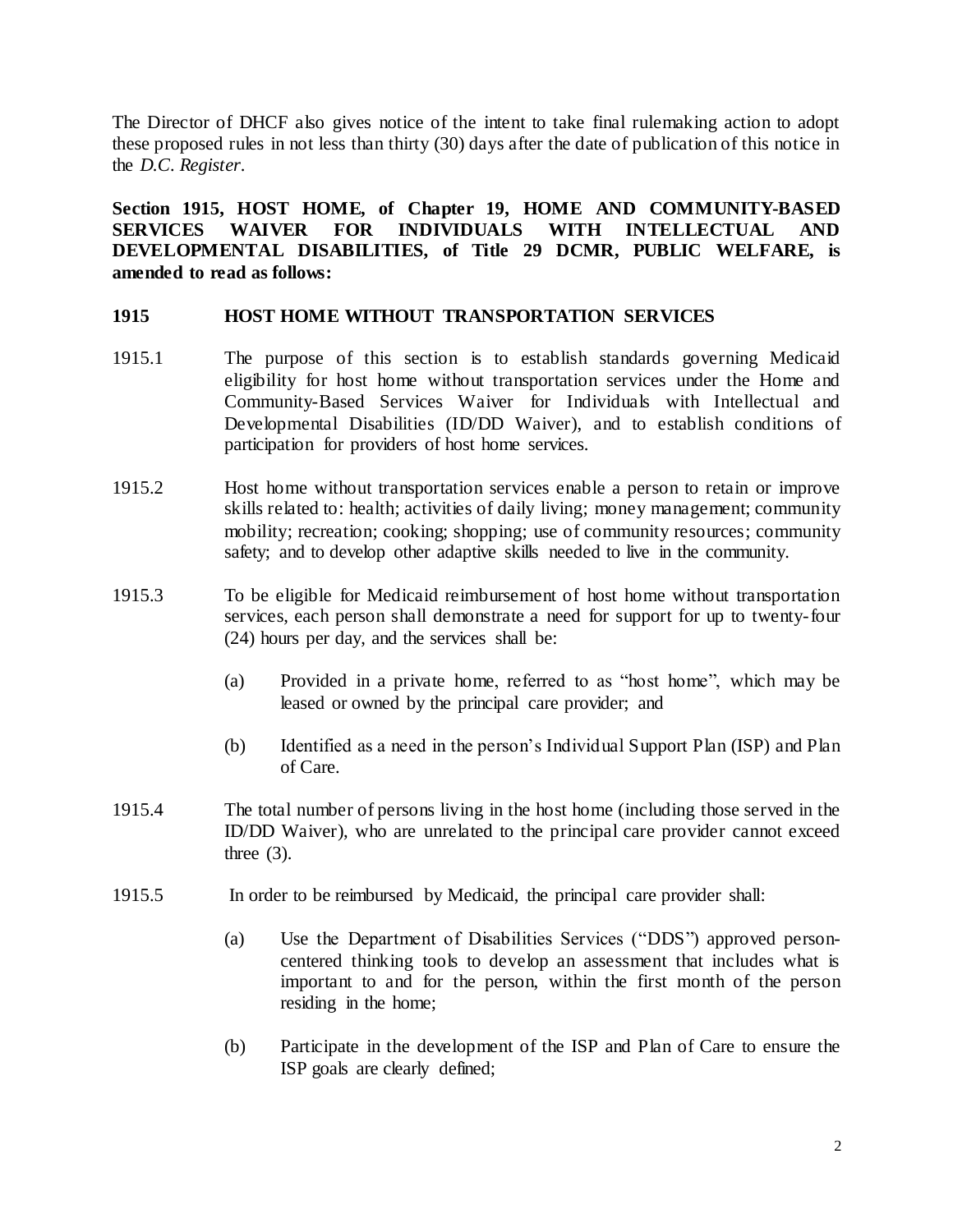The Director of DHCF also gives notice of the intent to take final rulemaking action to adopt these proposed rules in not less than thirty (30) days after the date of publication of this notice in the *D.C. Register*.

**Section 1915, HOST HOME, of Chapter 19, HOME AND COMMUNITY-BASED SERVICES WAIVER FOR INDIVIDUALS WITH INTELLECTUAL AND DEVELOPMENTAL DISABILITIES, of Title 29 DCMR, PUBLIC WELFARE, is amended to read as follows:**

**1915 HOST HOME WITHOUT TRANSPORTATION SERVICES**

1915.1 The purpose of this section is to establish standards governing Medicaid eligibility for host home without transportation services under the Home and Community-Based Services Waiver for Individuals with Intellectual and Developmental Disabilities (ID/DD Waiver), and to establish conditions of participation for providers of host home services.

1915.2 Host home without transportation services enable a person to retain or improve skills related to: health; activities of daily living; money management; community mobility; recreation; cooking; shopping; use of community resources; community safety; and to develop other adaptive skills needed to live in the community.

1915.3 To be eligible for Medicaid reimbursement of host home without transportation services, each person shall demonstrate a need for support for up to twenty-four (24) hours per day, and the services shall be:

(a) Provided in a private home, referred to as "host home", which may be leased or owned by the principal care provider; and

(b) Identified as a need in the person's Individual Support Plan (ISP) and Plan of Care.

1915.4 The total number of persons living in the host home (including those served in the ID/DD Waiver), who are unrelated to the principal care provider cannot exceed three (3).

1915.5 In order to be reimbursed by Medicaid, the principal care provider shall:

(a) Use the Department of Disabilities Services ("DDS") approved person-centered thinking tools to develop an assessment that includes what is important to and for the person, within the first month of the person residing in the home;

(b) Participate in the development of the ISP and Plan of Care to ensure the ISP goals are clearly defined;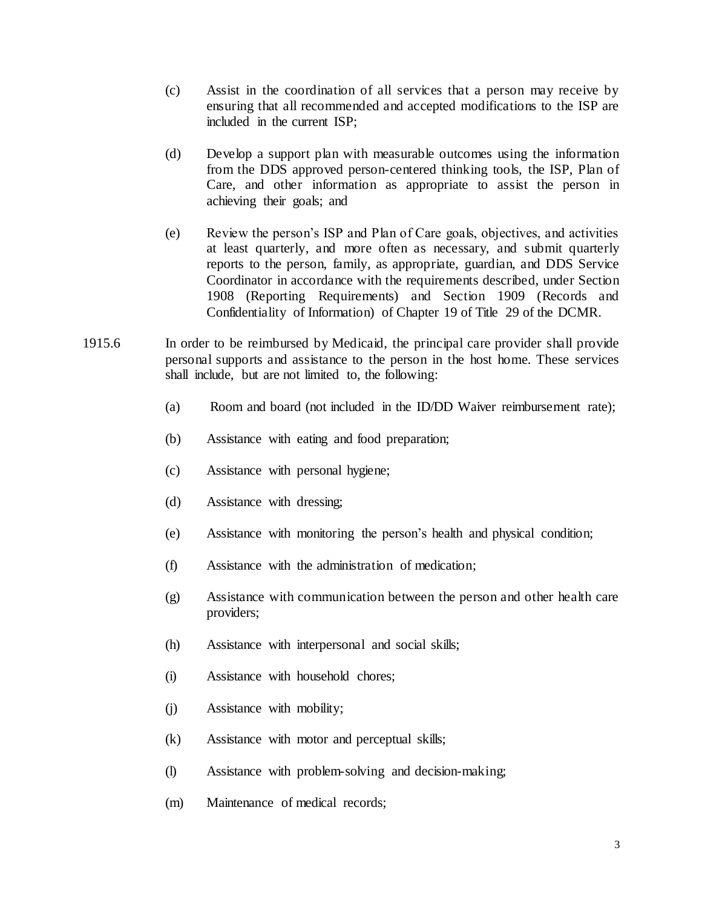(c) Assist in the coordination of all services that a person may receive by ensuring that all recommended and accepted modifications to the ISP are included in the current ISP;

(d) Develop a support plan with measurable outcomes using the information from the DDS approved person-centered thinking tools, the ISP, Plan of Care, and other information as appropriate to assist the person in achieving their goals; and

(e) Review the person's ISP and Plan of Care goals, objectives, and activities at least quarterly, and more often as necessary, and submit quarterly reports to the person, family, as appropriate, guardian, and DDS Service Coordinator in accordance with the requirements described, under Section 1908 (Reporting Requirements) and Section 1909 (Records and Confidentiality of Information) of Chapter 19 of Title 29 of the DCMR.

1915.6 In order to be reimbursed by Medicaid, the principal care provider shall provide personal supports and assistance to the person in the host home. These services shall include, but are not limited to, the following:

(a) Room and board (not included in the ID/DD Waiver reimbursement rate);

(b) Assistance with eating and food preparation;

(c) Assistance with personal hygiene;

(d) Assistance with dressing;

(e) Assistance with monitoring the person's health and physical condition;

(f) Assistance with the administration of medication;

(g) Assistance with communication between the person and other health care providers;

(h) Assistance with interpersonal and social skills;

(i) Assistance with household chores;

(j) Assistance with mobility;

(k) Assistance with motor and perceptual skills;

(l) Assistance with problem-solving and decision-making;

(m) Maintenance of medical records;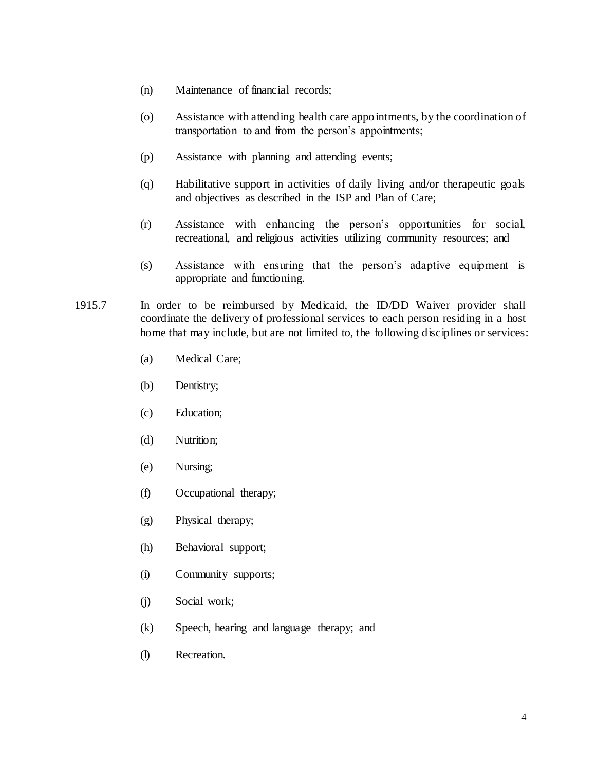(n) Maintenance of financial records;

(o) Assistance with attending health care appointments, by the coordination of transportation to and from the person's appointments;

(p) Assistance with planning and attending events;

(q) Habilitative support in activities of daily living and/or therapeutic goals and objectives as described in the ISP and Plan of Care;

(r) Assistance with enhancing the person's opportunities for social, recreational, and religious activities utilizing community resources; and

(s) Assistance with ensuring that the person's adaptive equipment is appropriate and functioning.

1915.7 In order to be reimbursed by Medicaid, the ID/DD Waiver provider shall coordinate the delivery of professional services to each person residing in a host home that may include, but are not limited to, the following disciplines or services:

(a) Medical Care;

(b) Dentistry;

(c) Education;

(d) Nutrition;

(e) Nursing;

(f) Occupational therapy;

(g) Physical therapy;

(h) Behavioral support;

(i) Community supports;

(j) Social work;

(k) Speech, hearing and language therapy; and

(l) Recreation.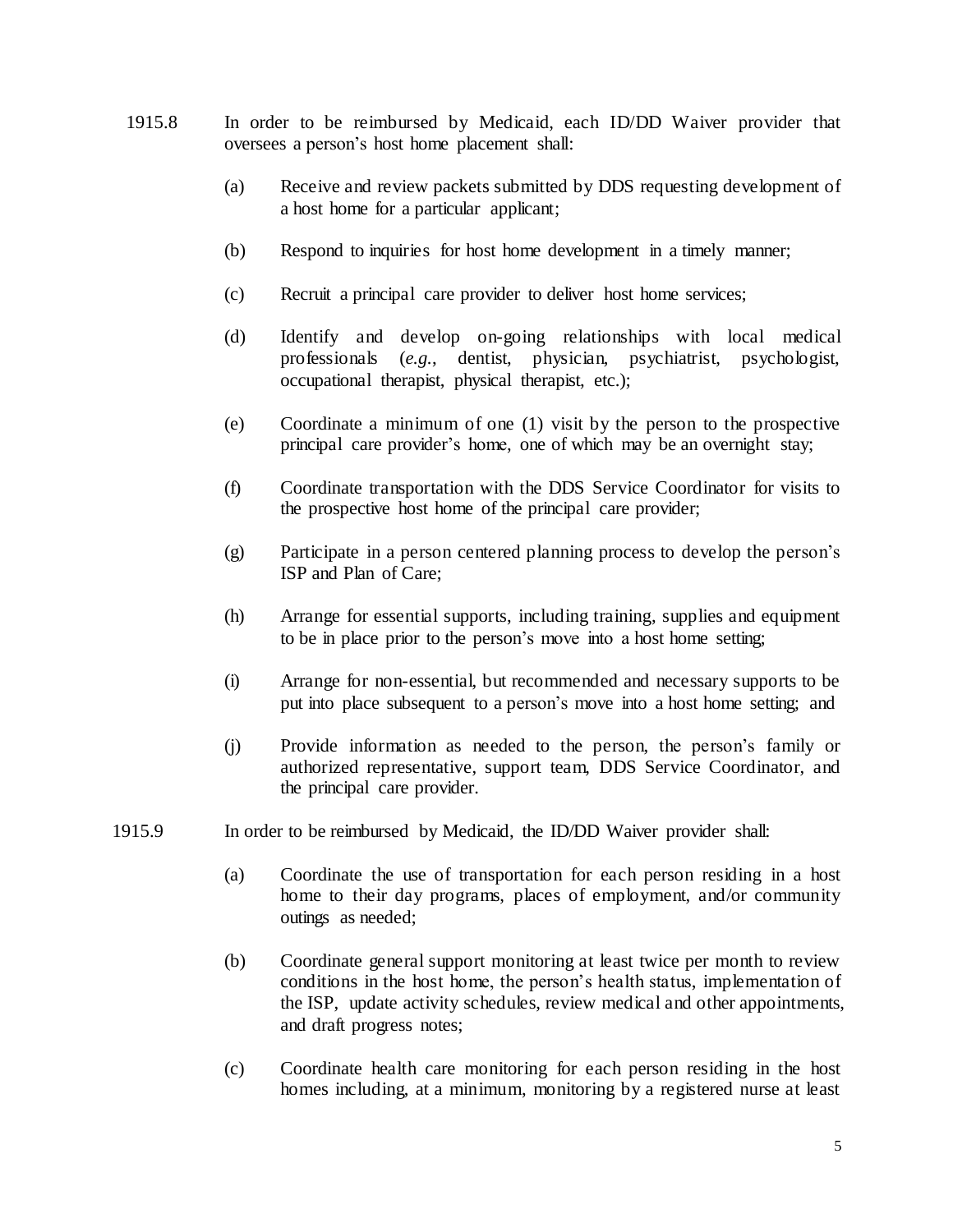1915.8 In order to be reimbursed by Medicaid, each ID/DD Waiver provider that oversees a person's host home placement shall:

(a) Receive and review packets submitted by DDS requesting development of a host home for a particular applicant;

(b) Respond to inquiries for host home development in a timely manner;

(c) Recruit a principal care provider to deliver host home services;

(d) Identify and develop on-going relationships with local medical professionals (*e.g.*, dentist, physician, psychiatrist, psychologist, occupational therapist, physical therapist, etc.);

(e) Coordinate a minimum of one (1) visit by the person to the prospective principal care provider's home, one of which may be an overnight stay;

(f) Coordinate transportation with the DDS Service Coordinator for visits to the prospective host home of the principal care provider;

(g) Participate in a person centered planning process to develop the person's ISP and Plan of Care;

(h) Arrange for essential supports, including training, supplies and equipment to be in place prior to the person's move into a host home setting;

(i) Arrange for non-essential, but recommended and necessary supports to be put into place subsequent to a person's move into a host home setting; and

(j) Provide information as needed to the person, the person's family or authorized representative, support team, DDS Service Coordinator, and the principal care provider.

1915.9 In order to be reimbursed by Medicaid, the ID/DD Waiver provider shall:

(a) Coordinate the use of transportation for each person residing in a host home to their day programs, places of employment, and/or community outings as needed;

(b) Coordinate general support monitoring at least twice per month to review conditions in the host home, the person's health status, implementation of the ISP, update activity schedules, review medical and other appointments, and draft progress notes;

(c) Coordinate health care monitoring for each person residing in the host homes including, at a minimum, monitoring by a registered nurse at least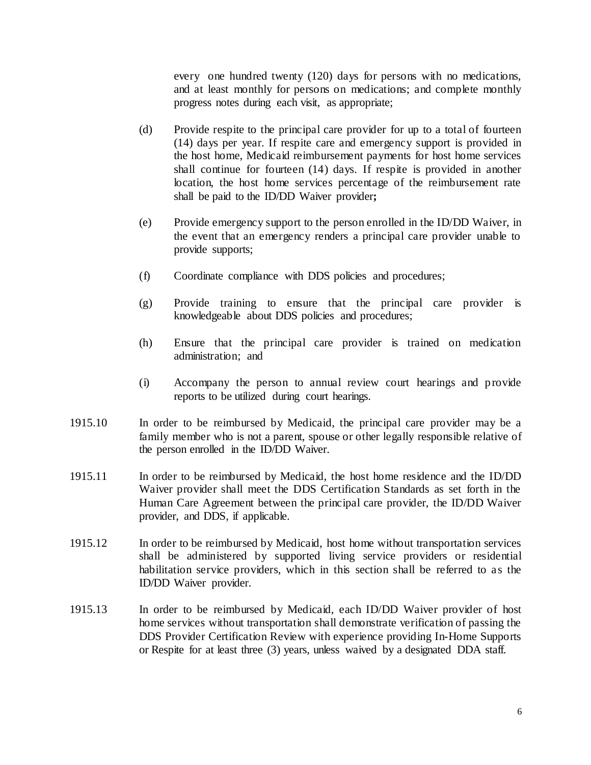every one hundred twenty (120) days for persons with no medications, and at least monthly for persons on medications; and complete monthly progress notes during each visit, as appropriate;

(d) Provide respite to the principal care provider for up to a total of fourteen (14) days per year. If respite care and emergency support is provided in the host home, Medicaid reimbursement payments for host home services shall continue for fourteen (14) days. If respite is provided in another location, the host home services percentage of the reimbursement rate shall be paid to the ID/DD Waiver provider**;**

(e) Provide emergency support to the person enrolled in the ID/DD Waiver, in the event that an emergency renders a principal care provider unable to provide supports;

(f) Coordinate compliance with DDS policies and procedures;

(g) Provide training to ensure that the principal care provider is knowledgeable about DDS policies and procedures;

(h) Ensure that the principal care provider is trained on medication administration; and

(i) Accompany the person to annual review court hearings and provide reports to be utilized during court hearings.

1915.10 In order to be reimbursed by Medicaid, the principal care provider may be a family member who is not a parent, spouse or other legally responsible relative of the person enrolled in the ID/DD Waiver.

1915.11 In order to be reimbursed by Medicaid, the host home residence and the ID/DD Waiver provider shall meet the DDS Certification Standards as set forth in the Human Care Agreement between the principal care provider, the ID/DD Waiver provider, and DDS, if applicable.

1915.12 In order to be reimbursed by Medicaid, host home without transportation services shall be administered by supported living service providers or residential habilitation service providers, which in this section shall be referred to as the ID/DD Waiver provider.

1915.13 In order to be reimbursed by Medicaid, each ID/DD Waiver provider of host home services without transportation shall demonstrate verification of passing the DDS Provider Certification Review with experience providing In-Home Supports or Respite for at least three (3) years, unless waived by a designated DDA staff.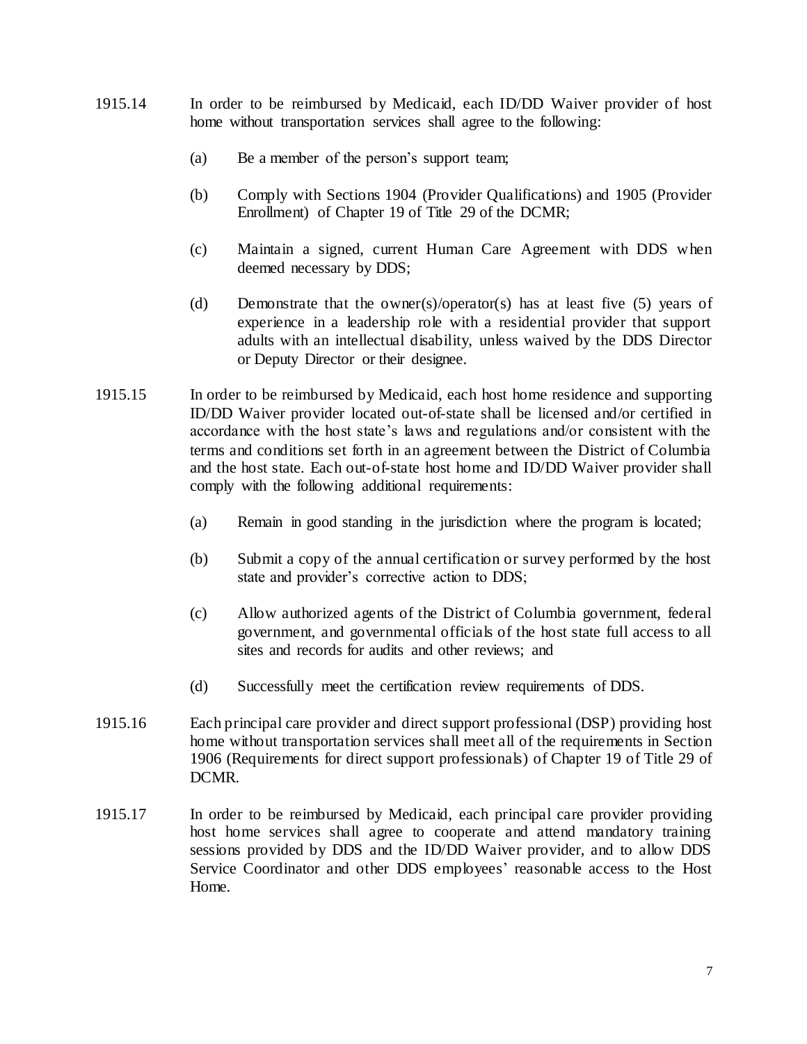1915.14 In order to be reimbursed by Medicaid, each ID/DD Waiver provider of host home without transportation services shall agree to the following:

(a) Be a member of the person's support team;

(b) Comply with Sections 1904 (Provider Qualifications) and 1905 (Provider Enrollment) of Chapter 19 of Title 29 of the DCMR;

(c) Maintain a signed, current Human Care Agreement with DDS when deemed necessary by DDS;

(d) Demonstrate that the owner(s)/operator(s) has at least five (5) years of experience in a leadership role with a residential provider that support adults with an intellectual disability, unless waived by the DDS Director or Deputy Director or their designee.

1915.15 In order to be reimbursed by Medicaid, each host home residence and supporting ID/DD Waiver provider located out-of-state shall be licensed and/or certified in accordance with the host state's laws and regulations and/or consistent with the terms and conditions set forth in an agreement between the District of Columbia and the host state. Each out-of-state host home and ID/DD Waiver provider shall comply with the following additional requirements:

(a) Remain in good standing in the jurisdiction where the program is located;

(b) Submit a copy of the annual certification or survey performed by the host state and provider's corrective action to DDS;

(c) Allow authorized agents of the District of Columbia government, federal government, and governmental officials of the host state full access to all sites and records for audits and other reviews; and

(d) Successfully meet the certification review requirements of DDS.

1915.16 Each principal care provider and direct support professional (DSP) providing host home without transportation services shall meet all of the requirements in Section 1906 (Requirements for direct support professionals) of Chapter 19 of Title 29 of DCMR.

1915.17 In order to be reimbursed by Medicaid, each principal care provider providing host home services shall agree to cooperate and attend mandatory training sessions provided by DDS and the ID/DD Waiver provider, and to allow DDS Service Coordinator and other DDS employees' reasonable access to the Host Home.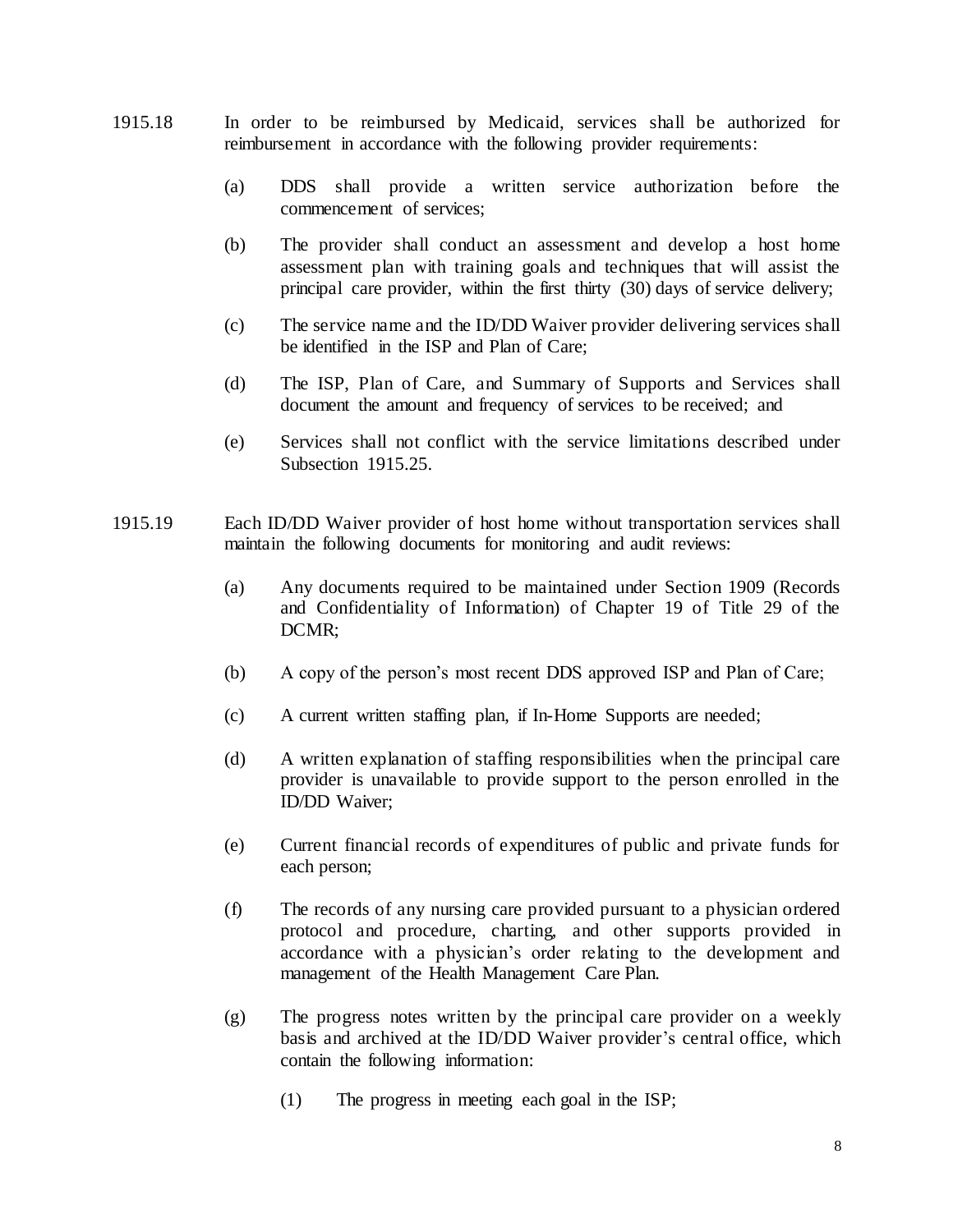1915.18 In order to be reimbursed by Medicaid, services shall be authorized for reimbursement in accordance with the following provider requirements:

(a) DDS shall provide a written service authorization before the commencement of services;

(b) The provider shall conduct an assessment and develop a host home assessment plan with training goals and techniques that will assist the principal care provider, within the first thirty (30) days of service delivery;

(c) The service name and the ID/DD Waiver provider delivering services shall be identified in the ISP and Plan of Care;

(d) The ISP, Plan of Care, and Summary of Supports and Services shall document the amount and frequency of services to be received; and

(e) Services shall not conflict with the service limitations described under Subsection 1915.25.

1915.19 Each ID/DD Waiver provider of host home without transportation services shall maintain the following documents for monitoring and audit reviews:

(a) Any documents required to be maintained under Section 1909 (Records and Confidentiality of Information) of Chapter 19 of Title 29 of the DCMR;

(b) A copy of the person's most recent DDS approved ISP and Plan of Care;

(c) A current written staffing plan, if In-Home Supports are needed;

(d) A written explanation of staffing responsibilities when the principal care provider is unavailable to provide support to the person enrolled in the ID/DD Waiver;

(e) Current financial records of expenditures of public and private funds for each person;

(f) The records of any nursing care provided pursuant to a physician ordered protocol and procedure, charting, and other supports provided in accordance with a physician's order relating to the development and management of the Health Management Care Plan.

(g) The progress notes written by the principal care provider on a weekly basis and archived at the ID/DD Waiver provider's central office, which contain the following information:

(1) The progress in meeting each goal in the ISP;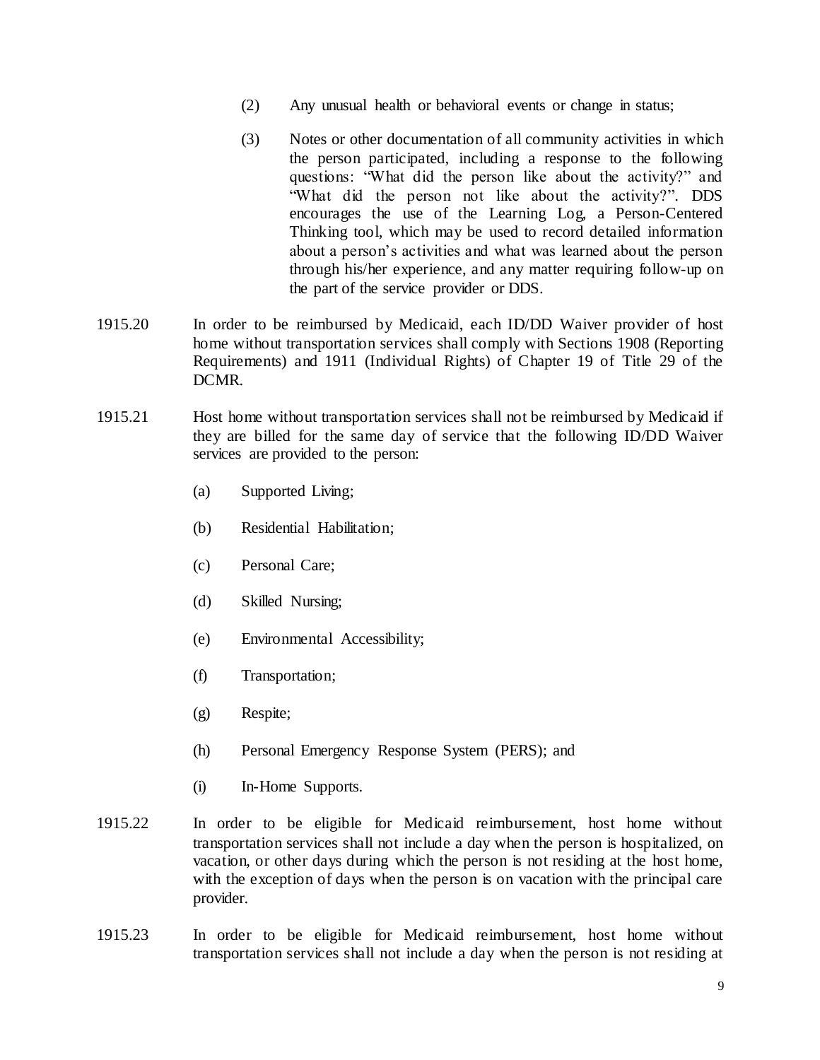(2) Any unusual health or behavioral events or change in status;

(3) Notes or other documentation of all community activities in which the person participated, including a response to the following questions: "What did the person like about the activity?" and "What did the person not like about the activity?". DDS encourages the use of the Learning Log, a Person-Centered Thinking tool, which may be used to record detailed information about a person's activities and what was learned about the person through his/her experience, and any matter requiring follow-up on the part of the service provider or DDS.

1915.20 In order to be reimbursed by Medicaid, each ID/DD Waiver provider of host home without transportation services shall comply with Sections 1908 (Reporting Requirements) and 1911 (Individual Rights) of Chapter 19 of Title 29 of the DCMR.

1915.21 Host home without transportation services shall not be reimbursed by Medicaid if they are billed for the same day of service that the following ID/DD Waiver services are provided to the person:

(a) Supported Living;

(b) Residential Habilitation;

(c) Personal Care;

(d) Skilled Nursing;

(e) Environmental Accessibility;

(f) Transportation;

(g) Respite;

(h) Personal Emergency Response System (PERS); and

(i) In-Home Supports.

1915.22 In order to be eligible for Medicaid reimbursement, host home without transportation services shall not include a day when the person is hospitalized, on vacation, or other days during which the person is not residing at the host home, with the exception of days when the person is on vacation with the principal care provider.

1915.23 In order to be eligible for Medicaid reimbursement, host home without transportation services shall not include a day when the person is not residing at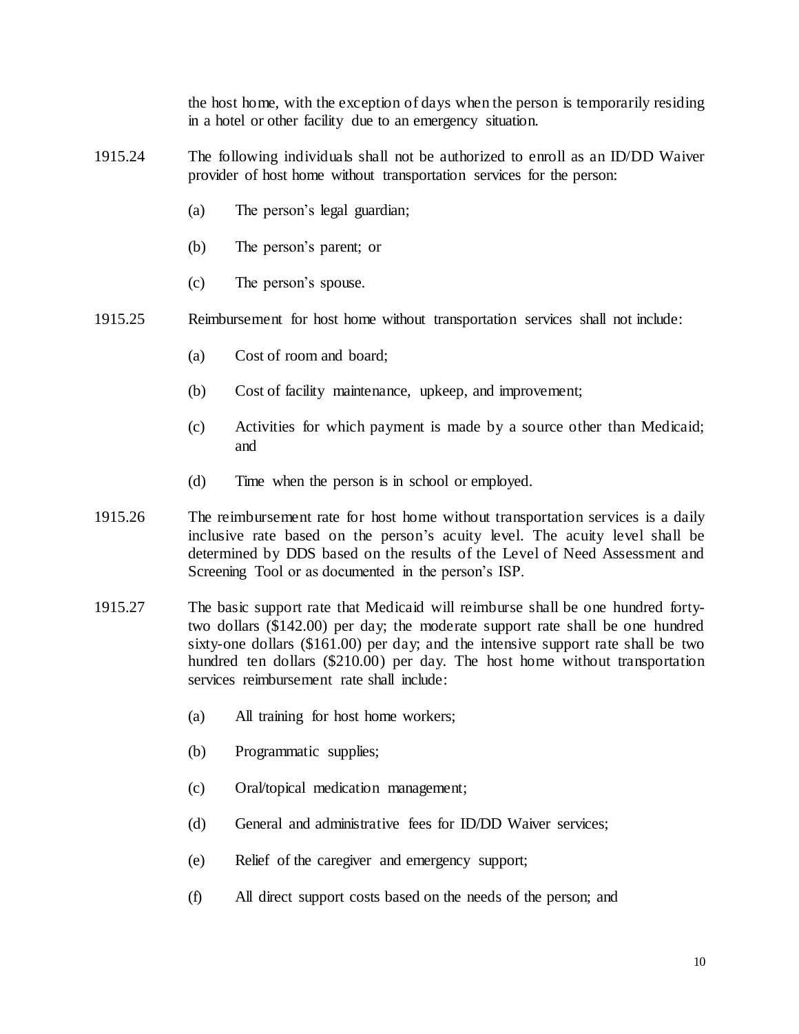the host home, with the exception of days when the person is temporarily residing in a hotel or other facility due to an emergency situation.

1915.24 The following individuals shall not be authorized to enroll as an ID/DD Waiver provider of host home without transportation services for the person:

(a) The person's legal guardian;

(b) The person's parent; or

(c) The person's spouse.

1915.25 Reimbursement for host home without transportation services shall not include:

(a) Cost of room and board;

(b) Cost of facility maintenance, upkeep, and improvement;

(c) Activities for which payment is made by a source other than Medicaid; and

(d) Time when the person is in school or employed.

1915.26 The reimbursement rate for host home without transportation services is a daily inclusive rate based on the person's acuity level. The acuity level shall be determined by DDS based on the results of the Level of Need Assessment and Screening Tool or as documented in the person's ISP.

1915.27 The basic support rate that Medicaid will reimburse shall be one hundred forty-two dollars ($142.00) per day; the moderate support rate shall be one hundred sixty-one dollars ($161.00) per day; and the intensive support rate shall be two hundred ten dollars ($210.00) per day. The host home without transportation services reimbursement rate shall include:

(a) All training for host home workers;

(b) Programmatic supplies;

(c) Oral/topical medication management;

(d) General and administrative fees for ID/DD Waiver services;

(e) Relief of the caregiver and emergency support;

(f) All direct support costs based on the needs of the person; and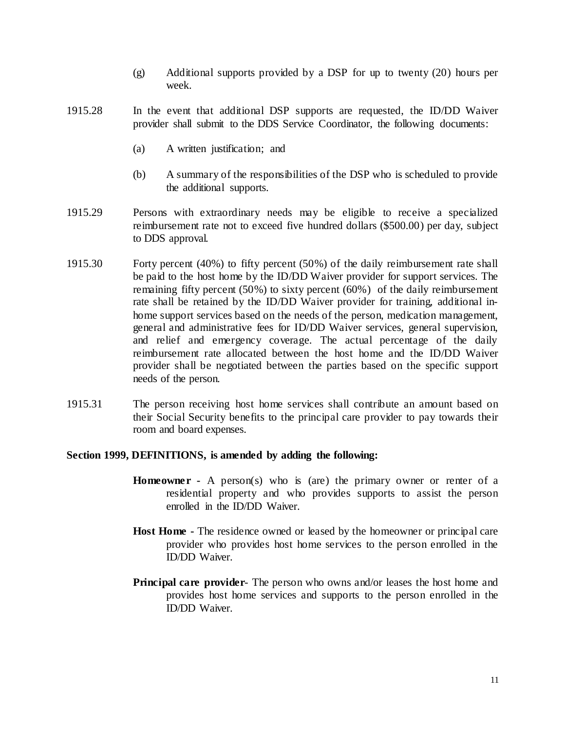(g) Additional supports provided by a DSP for up to twenty (20) hours per week.

1915.28 In the event that additional DSP supports are requested, the ID/DD Waiver provider shall submit to the DDS Service Coordinator, the following documents:

(a) A written justification; and

(b) A summary of the responsibilities of the DSP who is scheduled to provide the additional supports.

1915.29 Persons with extraordinary needs may be eligible to receive a specialized reimbursement rate not to exceed five hundred dollars ($500.00) per day, subject to DDS approval.

1915.30 Forty percent (40%) to fifty percent (50%) of the daily reimbursement rate shall be paid to the host home by the ID/DD Waiver provider for support services. The remaining fifty percent (50%) to sixty percent (60%) of the daily reimbursement rate shall be retained by the ID/DD Waiver provider for training, additional in-home support services based on the needs of the person, medication management, general and administrative fees for ID/DD Waiver services, general supervision, and relief and emergency coverage. The actual percentage of the daily reimbursement rate allocated between the host home and the ID/DD Waiver provider shall be negotiated between the parties based on the specific support needs of the person.

1915.31 The person receiving host home services shall contribute an amount based on their Social Security benefits to the principal care provider to pay towards their room and board expenses.

**Section 1999, DEFINITIONS, is amended by adding the following:**

**Homeowner -** A person(s) who is (are) the primary owner or renter of a residential property and who provides supports to assist the person enrolled in the ID/DD Waiver.

**Host Home -** The residence owned or leased by the homeowner or principal care provider who provides host home services to the person enrolled in the ID/DD Waiver.

**Principal care provider**- The person who owns and/or leases the host home and provides host home services and supports to the person enrolled in the ID/DD Waiver.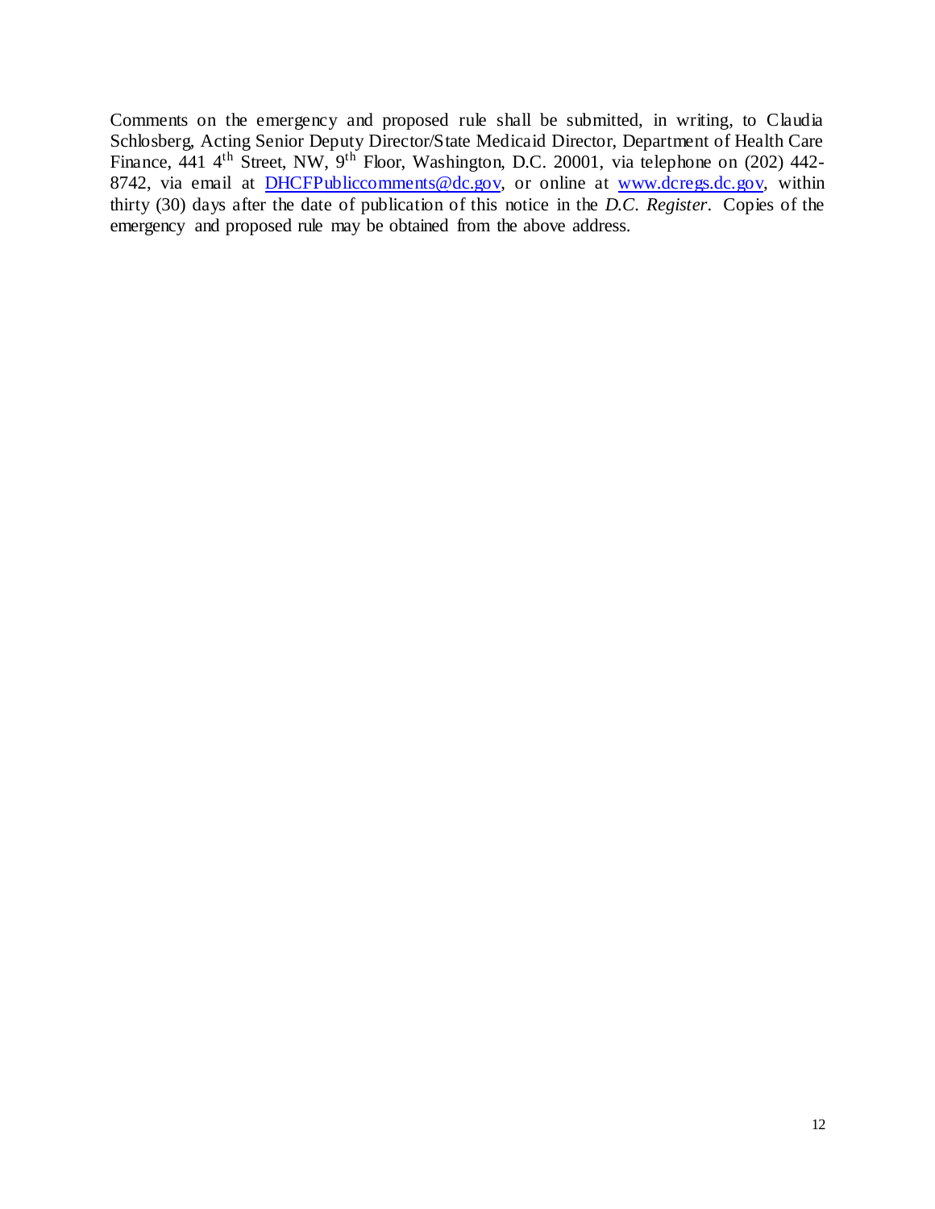Comments on the emergency and proposed rule shall be submitted, in writing, to Claudia Schlosberg, Acting Senior Deputy Director/State Medicaid Director, Department of Health Care Finance, 441 4th Street, NW, 9th Floor, Washington, D.C. 20001, via telephone on (202) 442-8742, via email at DHCFPubliccomments@dc.gov, or online at www.dcregs.dc.gov, within thirty (30) days after the date of publication of this notice in the *D.C. Register*. Copies of the emergency and proposed rule may be obtained from the above address.